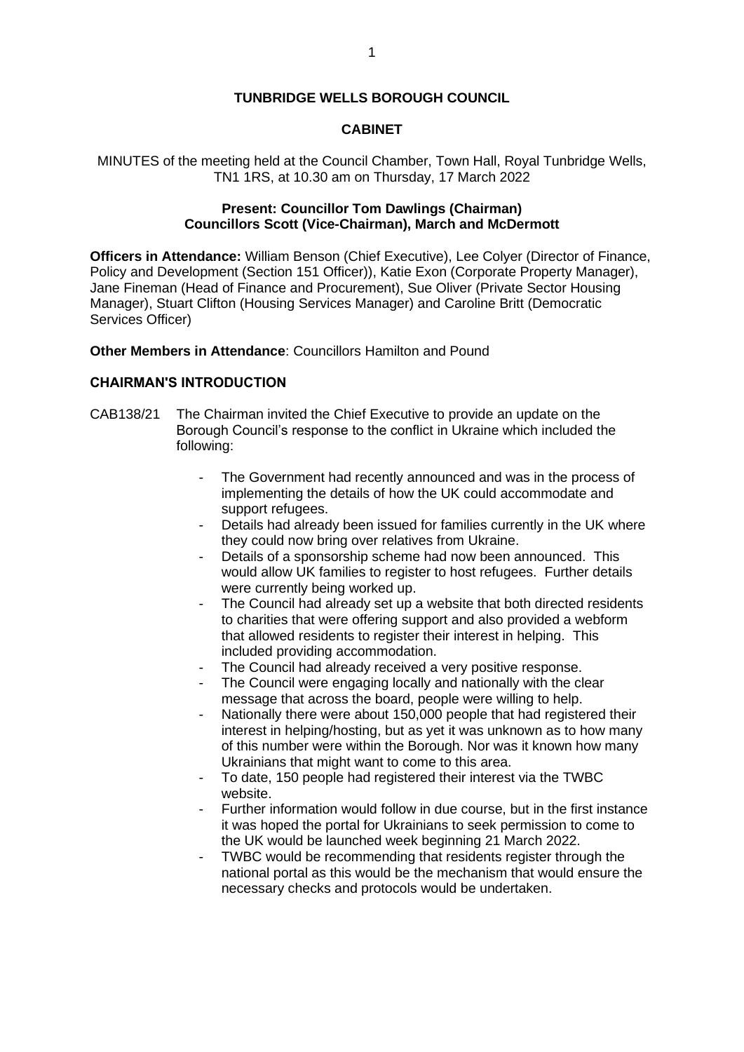**TUNBRIDGE WELLS BOROUGH COUNCIL**

**CABINET**

MINUTES of the meeting held at the Council Chamber, Town Hall, Royal Tunbridge Wells, TN1 1RS, at 10.30 am on Thursday, 17 March 2022

**Present: Councillor Tom Dawlings (Chairman)**
**Councillors Scott (Vice-Chairman), March and McDermott**

**Officers in Attendance:** William Benson (Chief Executive), Lee Colyer (Director of Finance, Policy and Development (Section 151 Officer)), Katie Exon (Corporate Property Manager), Jane Fineman (Head of Finance and Procurement), Sue Oliver (Private Sector Housing Manager), Stuart Clifton (Housing Services Manager) and Caroline Britt (Democratic Services Officer)

**Other Members in Attendance**: Councillors Hamilton and Pound

**CHAIRMAN'S INTRODUCTION**

CAB138/21 The Chairman invited the Chief Executive to provide an update on the Borough Council's response to the conflict in Ukraine which included the following:

- The Government had recently announced and was in the process of implementing the details of how the UK could accommodate and support refugees.
- Details had already been issued for families currently in the UK where they could now bring over relatives from Ukraine.
- Details of a sponsorship scheme had now been announced. This would allow UK families to register to host refugees. Further details were currently being worked up.
- The Council had already set up a website that both directed residents to charities that were offering support and also provided a webform that allowed residents to register their interest in helping. This included providing accommodation.
- The Council had already received a very positive response.
- The Council were engaging locally and nationally with the clear message that across the board, people were willing to help.
- Nationally there were about 150,000 people that had registered their interest in helping/hosting, but as yet it was unknown as to how many of this number were within the Borough. Nor was it known how many Ukrainians that might want to come to this area.
- To date, 150 people had registered their interest via the TWBC website.
- Further information would follow in due course, but in the first instance it was hoped the portal for Ukrainians to seek permission to come to the UK would be launched week beginning 21 March 2022.
- TWBC would be recommending that residents register through the national portal as this would be the mechanism that would ensure the necessary checks and protocols would be undertaken.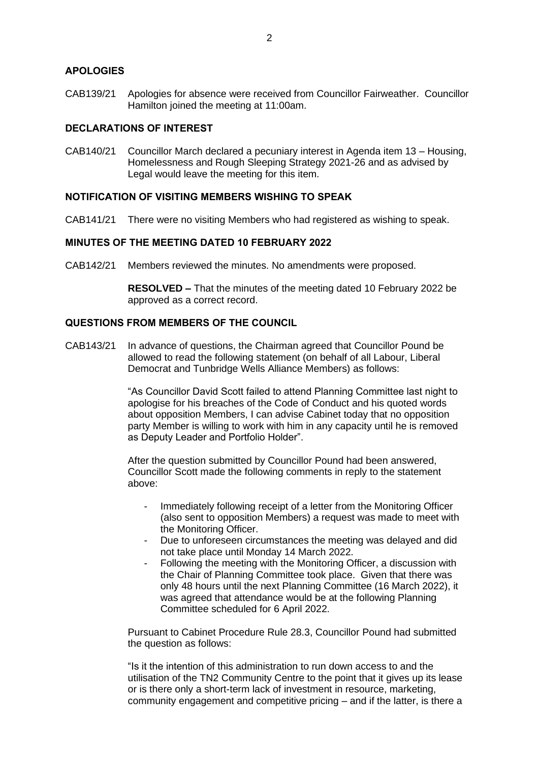## APOLOGIES

CAB139/21 Apologies for absence were received from Councillor Fairweather. Councillor Hamilton joined the meeting at 11:00am.

## DECLARATIONS OF INTEREST

CAB140/21 Councillor March declared a pecuniary interest in Agenda item 13 – Housing, Homelessness and Rough Sleeping Strategy 2021-26 and as advised by Legal would leave the meeting for this item.

## NOTIFICATION OF VISITING MEMBERS WISHING TO SPEAK

CAB141/21 There were no visiting Members who had registered as wishing to speak.

## MINUTES OF THE MEETING DATED 10 FEBRUARY 2022

CAB142/21 Members reviewed the minutes. No amendments were proposed.

**RESOLVED –** That the minutes of the meeting dated 10 February 2022 be approved as a correct record.

## QUESTIONS FROM MEMBERS OF THE COUNCIL

CAB143/21 In advance of questions, the Chairman agreed that Councillor Pound be allowed to read the following statement (on behalf of all Labour, Liberal Democrat and Tunbridge Wells Alliance Members) as follows:

"As Councillor David Scott failed to attend Planning Committee last night to apologise for his breaches of the Code of Conduct and his quoted words about opposition Members, I can advise Cabinet today that no opposition party Member is willing to work with him in any capacity until he is removed as Deputy Leader and Portfolio Holder".

After the question submitted by Councillor Pound had been answered, Councillor Scott made the following comments in reply to the statement above:

- Immediately following receipt of a letter from the Monitoring Officer (also sent to opposition Members) a request was made to meet with the Monitoring Officer.
- Due to unforeseen circumstances the meeting was delayed and did not take place until Monday 14 March 2022.
- Following the meeting with the Monitoring Officer, a discussion with the Chair of Planning Committee took place. Given that there was only 48 hours until the next Planning Committee (16 March 2022), it was agreed that attendance would be at the following Planning Committee scheduled for 6 April 2022.

Pursuant to Cabinet Procedure Rule 28.3, Councillor Pound had submitted the question as follows:

"Is it the intention of this administration to run down access to and the utilisation of the TN2 Community Centre to the point that it gives up its lease or is there only a short-term lack of investment in resource, marketing, community engagement and competitive pricing – and if the latter, is there a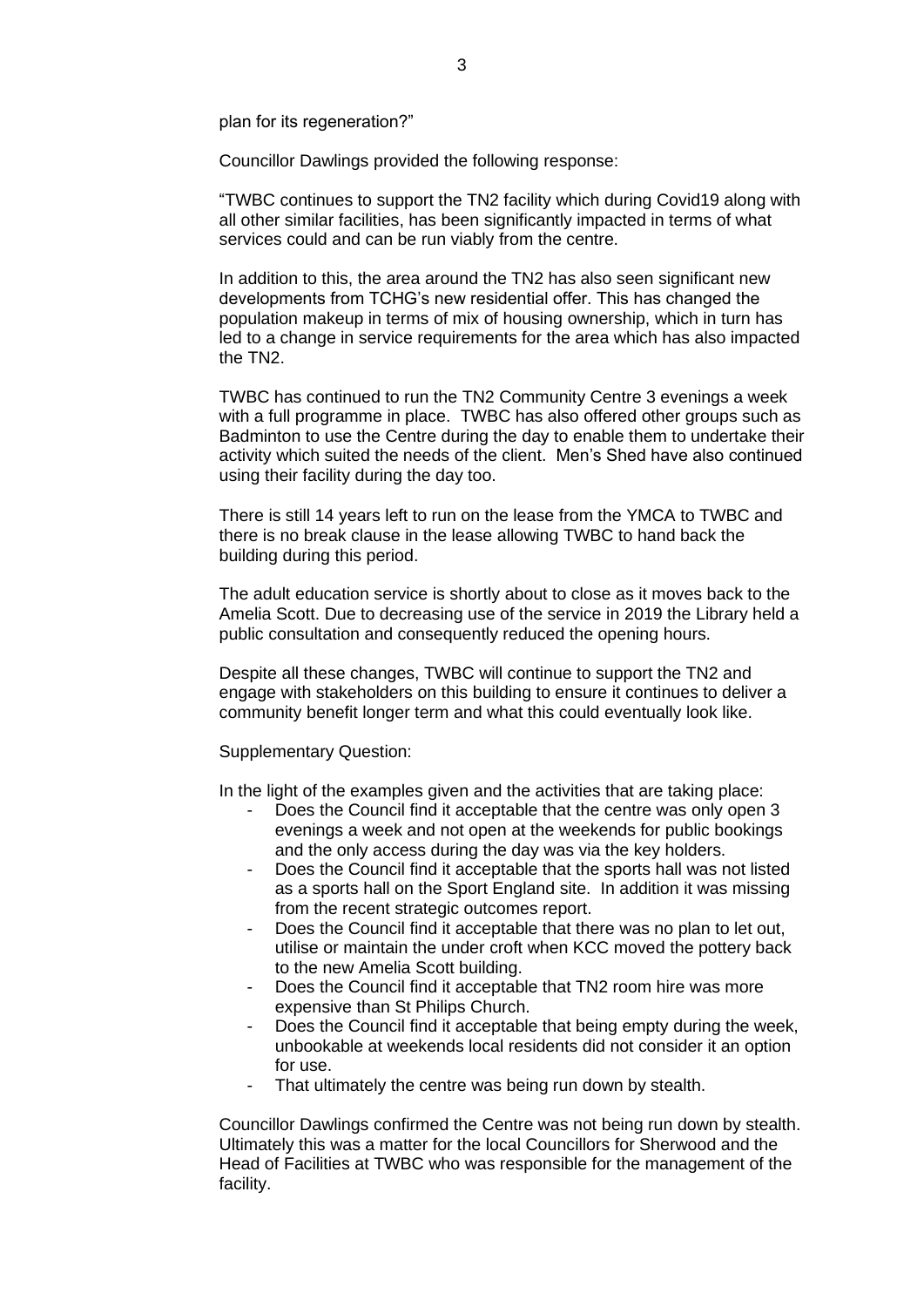plan for its regeneration?"

Councillor Dawlings provided the following response:

"TWBC continues to support the TN2 facility which during Covid19 along with all other similar facilities, has been significantly impacted in terms of what services could and can be run viably from the centre.

In addition to this, the area around the TN2 has also seen significant new developments from TCHG's new residential offer. This has changed the population makeup in terms of mix of housing ownership, which in turn has led to a change in service requirements for the area which has also impacted the TN2.

TWBC has continued to run the TN2 Community Centre 3 evenings a week with a full programme in place. TWBC has also offered other groups such as Badminton to use the Centre during the day to enable them to undertake their activity which suited the needs of the client. Men's Shed have also continued using their facility during the day too.

There is still 14 years left to run on the lease from the YMCA to TWBC and there is no break clause in the lease allowing TWBC to hand back the building during this period.

The adult education service is shortly about to close as it moves back to the Amelia Scott. Due to decreasing use of the service in 2019 the Library held a public consultation and consequently reduced the opening hours.

Despite all these changes, TWBC will continue to support the TN2 and engage with stakeholders on this building to ensure it continues to deliver a community benefit longer term and what this could eventually look like.

Supplementary Question:

In the light of the examples given and the activities that are taking place:

- Does the Council find it acceptable that the centre was only open 3 evenings a week and not open at the weekends for public bookings and the only access during the day was via the key holders.
- Does the Council find it acceptable that the sports hall was not listed as a sports hall on the Sport England site. In addition it was missing from the recent strategic outcomes report.
- Does the Council find it acceptable that there was no plan to let out, utilise or maintain the under croft when KCC moved the pottery back to the new Amelia Scott building.
- Does the Council find it acceptable that TN2 room hire was more expensive than St Philips Church.
- Does the Council find it acceptable that being empty during the week, unbookable at weekends local residents did not consider it an option for use.
- That ultimately the centre was being run down by stealth.

Councillor Dawlings confirmed the Centre was not being run down by stealth. Ultimately this was a matter for the local Councillors for Sherwood and the Head of Facilities at TWBC who was responsible for the management of the facility.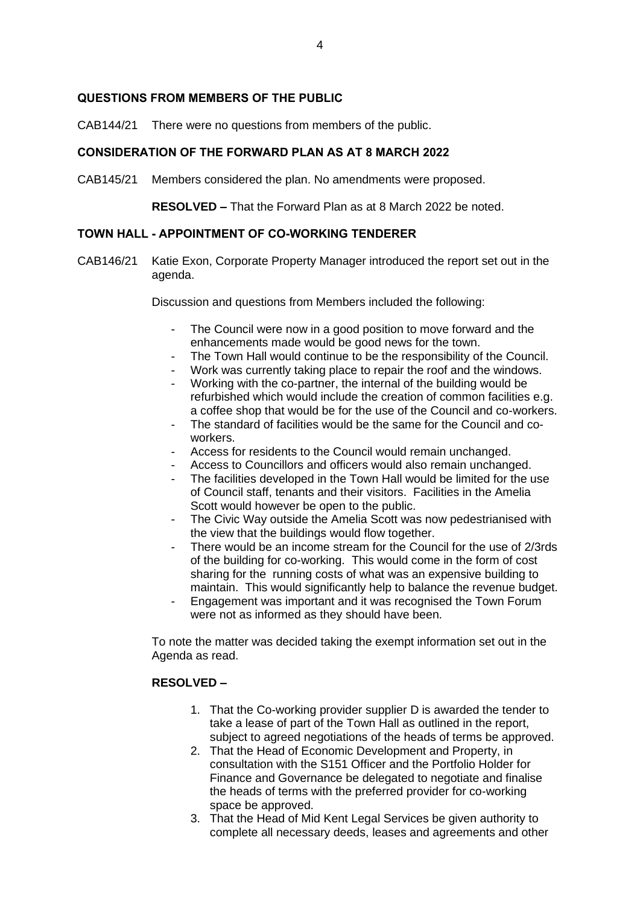**QUESTIONS FROM MEMBERS OF THE PUBLIC**

CAB144/21 There were no questions from members of the public.

**CONSIDERATION OF THE FORWARD PLAN AS AT 8 MARCH 2022**

CAB145/21 Members considered the plan. No amendments were proposed.

**RESOLVED –** That the Forward Plan as at 8 March 2022 be noted.

**TOWN HALL - APPOINTMENT OF CO-WORKING TENDERER**

CAB146/21 Katie Exon, Corporate Property Manager introduced the report set out in the agenda.

Discussion and questions from Members included the following:

- The Council were now in a good position to move forward and the enhancements made would be good news for the town.
- The Town Hall would continue to be the responsibility of the Council.
- Work was currently taking place to repair the roof and the windows.
- Working with the co-partner, the internal of the building would be refurbished which would include the creation of common facilities e.g. a coffee shop that would be for the use of the Council and co-workers.
- The standard of facilities would be the same for the Council and co-workers.
- Access for residents to the Council would remain unchanged.
- Access to Councillors and officers would also remain unchanged.
- The facilities developed in the Town Hall would be limited for the use of Council staff, tenants and their visitors. Facilities in the Amelia Scott would however be open to the public.
- The Civic Way outside the Amelia Scott was now pedestrianised with the view that the buildings would flow together.
- There would be an income stream for the Council for the use of 2/3rds of the building for co-working. This would come in the form of cost sharing for the running costs of what was an expensive building to maintain. This would significantly help to balance the revenue budget.
- Engagement was important and it was recognised the Town Forum were not as informed as they should have been.

To note the matter was decided taking the exempt information set out in the Agenda as read.

**RESOLVED –**

1. That the Co-working provider supplier D is awarded the tender to take a lease of part of the Town Hall as outlined in the report, subject to agreed negotiations of the heads of terms be approved.
2. That the Head of Economic Development and Property, in consultation with the S151 Officer and the Portfolio Holder for Finance and Governance be delegated to negotiate and finalise the heads of terms with the preferred provider for co-working space be approved.
3. That the Head of Mid Kent Legal Services be given authority to complete all necessary deeds, leases and agreements and other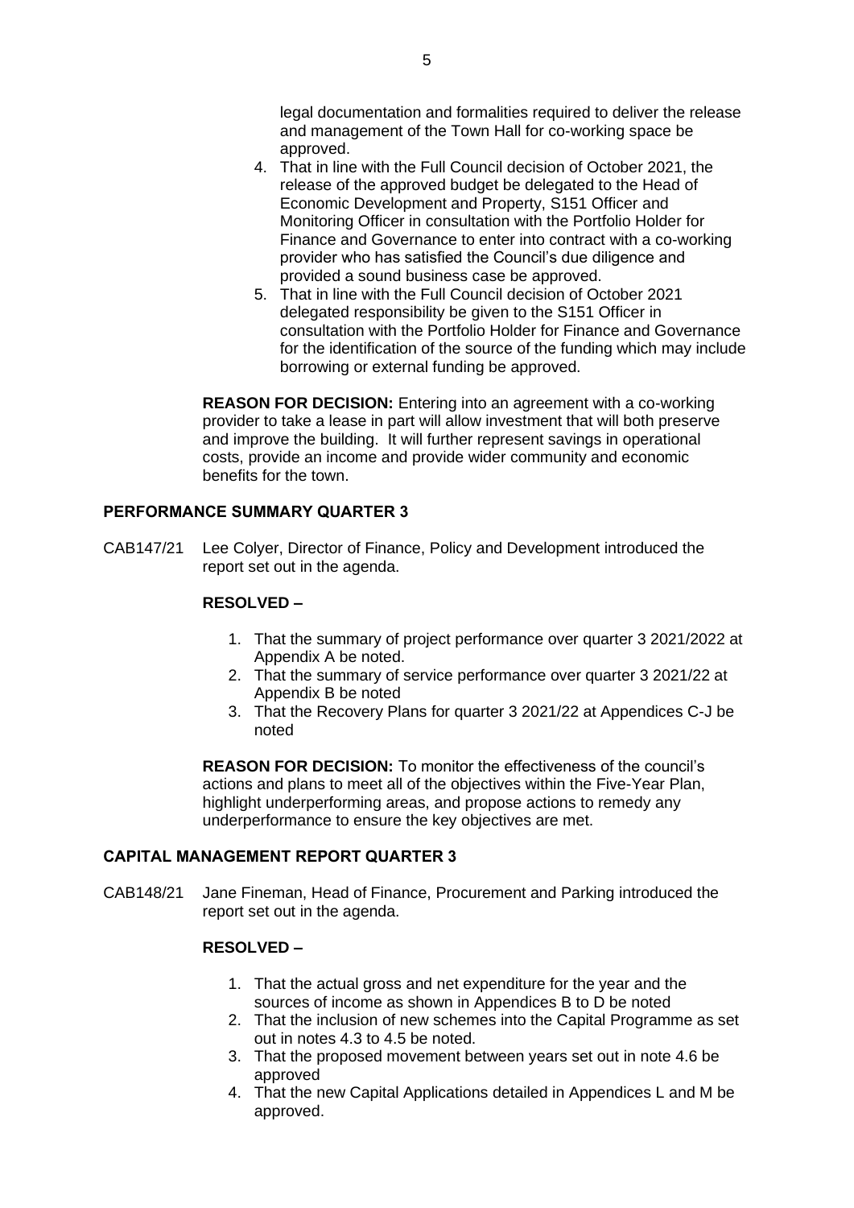legal documentation and formalities required to deliver the release and management of the Town Hall for co-working space be approved.

4. That in line with the Full Council decision of October 2021, the release of the approved budget be delegated to the Head of Economic Development and Property, S151 Officer and Monitoring Officer in consultation with the Portfolio Holder for Finance and Governance to enter into contract with a co-working provider who has satisfied the Council's due diligence and provided a sound business case be approved.
5. That in line with the Full Council decision of October 2021 delegated responsibility be given to the S151 Officer in consultation with the Portfolio Holder for Finance and Governance for the identification of the source of the funding which may include borrowing or external funding be approved.

**REASON FOR DECISION:** Entering into an agreement with a co-working provider to take a lease in part will allow investment that will both preserve and improve the building. It will further represent savings in operational costs, provide an income and provide wider community and economic benefits for the town.

## PERFORMANCE SUMMARY QUARTER 3

CAB147/21 Lee Colyer, Director of Finance, Policy and Development introduced the report set out in the agenda.

**RESOLVED –**

1. That the summary of project performance over quarter 3 2021/2022 at Appendix A be noted.
2. That the summary of service performance over quarter 3 2021/22 at Appendix B be noted
3. That the Recovery Plans for quarter 3 2021/22 at Appendices C-J be noted

**REASON FOR DECISION:** To monitor the effectiveness of the council's actions and plans to meet all of the objectives within the Five-Year Plan, highlight underperforming areas, and propose actions to remedy any underperformance to ensure the key objectives are met.

## CAPITAL MANAGEMENT REPORT QUARTER 3

CAB148/21 Jane Fineman, Head of Finance, Procurement and Parking introduced the report set out in the agenda.

**RESOLVED –**

1. That the actual gross and net expenditure for the year and the sources of income as shown in Appendices B to D be noted
2. That the inclusion of new schemes into the Capital Programme as set out in notes 4.3 to 4.5 be noted.
3. That the proposed movement between years set out in note 4.6 be approved
4. That the new Capital Applications detailed in Appendices L and M be approved.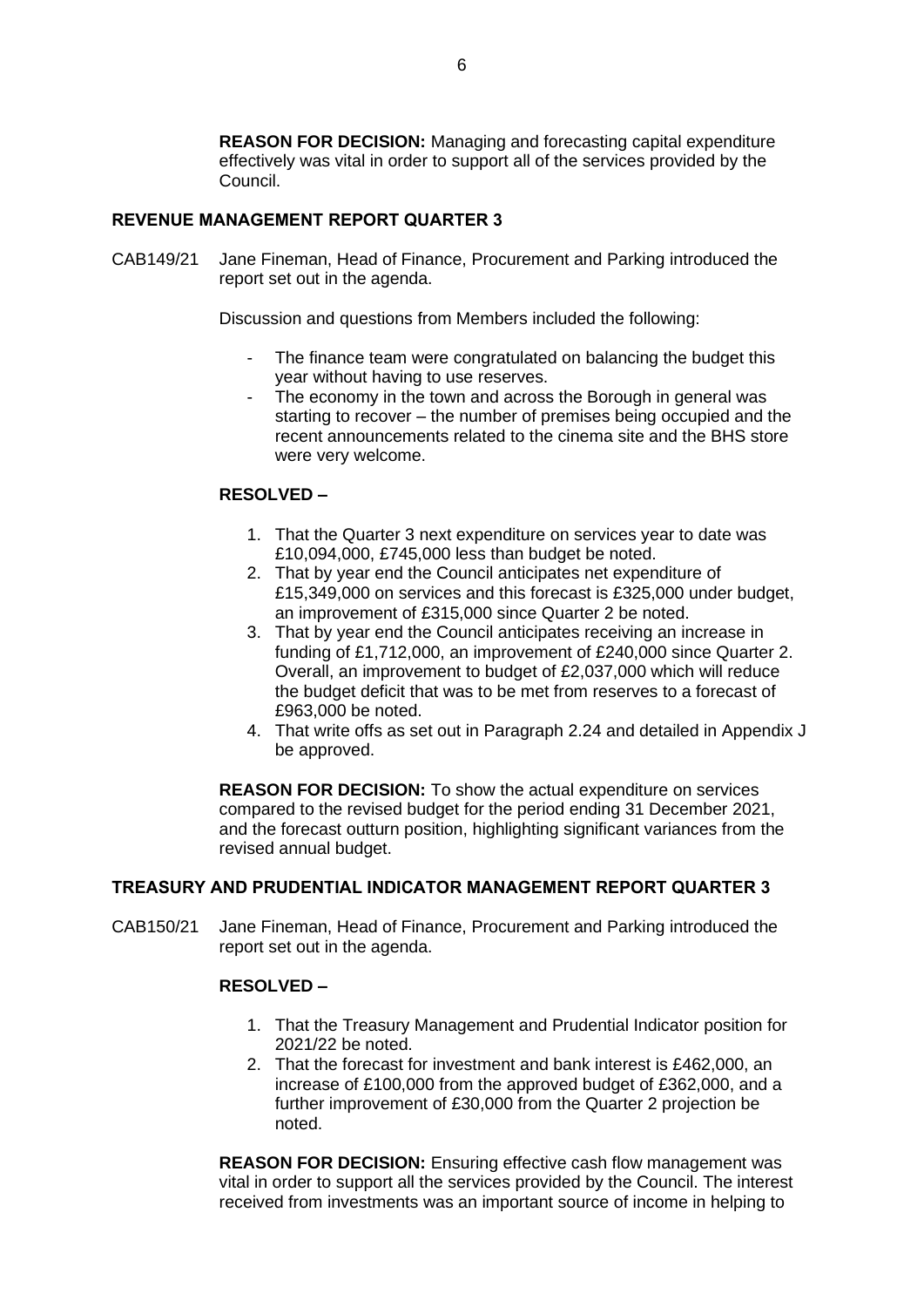**REASON FOR DECISION:** Managing and forecasting capital expenditure effectively was vital in order to support all of the services provided by the Council.

## REVENUE MANAGEMENT REPORT QUARTER 3

CAB149/21 Jane Fineman, Head of Finance, Procurement and Parking introduced the report set out in the agenda.

Discussion and questions from Members included the following:

- The finance team were congratulated on balancing the budget this year without having to use reserves.
- The economy in the town and across the Borough in general was starting to recover – the number of premises being occupied and the recent announcements related to the cinema site and the BHS store were very welcome.

**RESOLVED –**

1. That the Quarter 3 next expenditure on services year to date was £10,094,000, £745,000 less than budget be noted.
2. That by year end the Council anticipates net expenditure of £15,349,000 on services and this forecast is £325,000 under budget, an improvement of £315,000 since Quarter 2 be noted.
3. That by year end the Council anticipates receiving an increase in funding of £1,712,000, an improvement of £240,000 since Quarter 2. Overall, an improvement to budget of £2,037,000 which will reduce the budget deficit that was to be met from reserves to a forecast of £963,000 be noted.
4. That write offs as set out in Paragraph 2.24 and detailed in Appendix J be approved.

**REASON FOR DECISION:** To show the actual expenditure on services compared to the revised budget for the period ending 31 December 2021, and the forecast outturn position, highlighting significant variances from the revised annual budget.

## TREASURY AND PRUDENTIAL INDICATOR MANAGEMENT REPORT QUARTER 3

CAB150/21 Jane Fineman, Head of Finance, Procurement and Parking introduced the report set out in the agenda.

**RESOLVED –**

1. That the Treasury Management and Prudential Indicator position for 2021/22 be noted.
2. That the forecast for investment and bank interest is £462,000, an increase of £100,000 from the approved budget of £362,000, and a further improvement of £30,000 from the Quarter 2 projection be noted.

**REASON FOR DECISION:** Ensuring effective cash flow management was vital in order to support all the services provided by the Council. The interest received from investments was an important source of income in helping to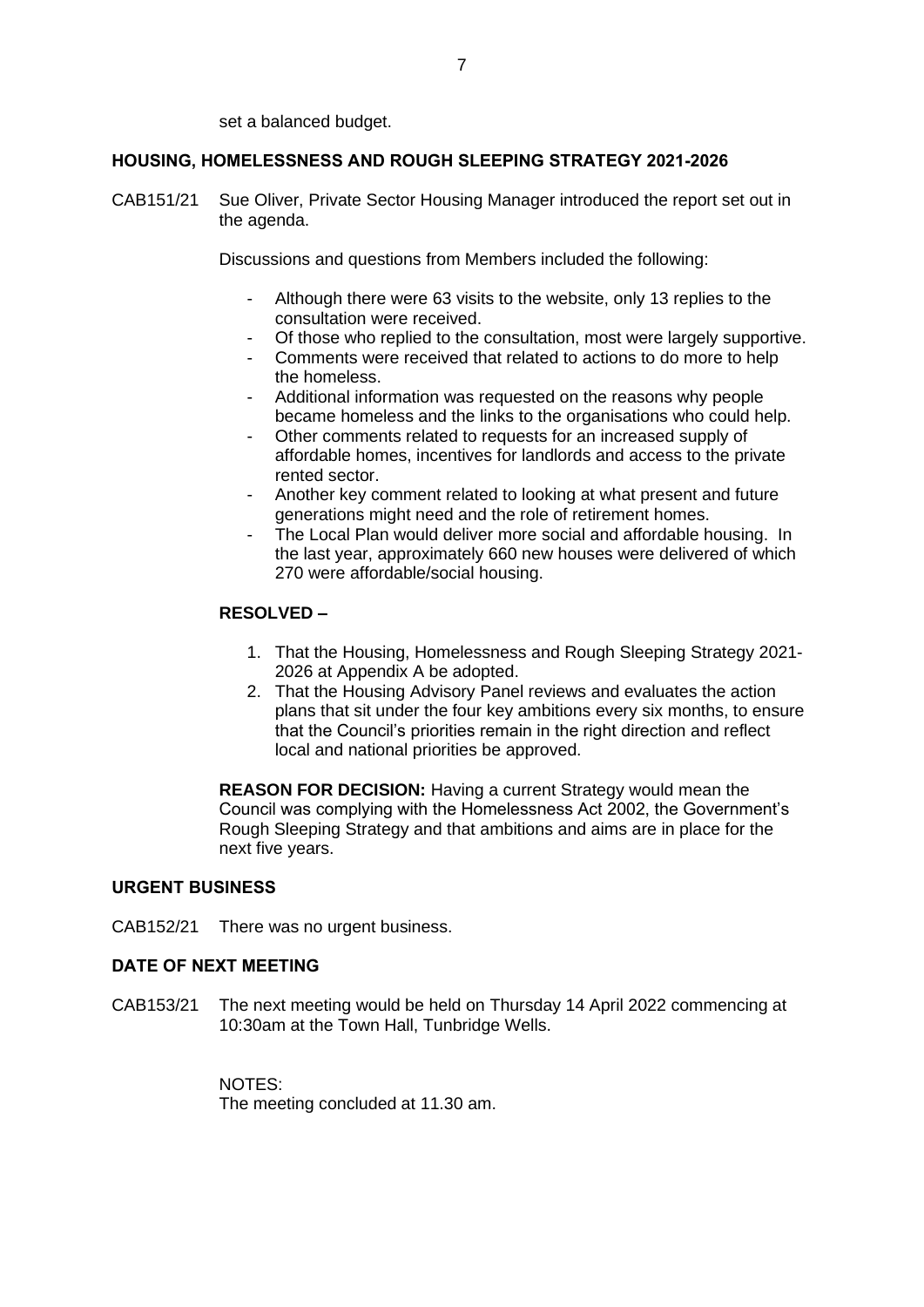set a balanced budget.

**HOUSING, HOMELESSNESS AND ROUGH SLEEPING STRATEGY 2021-2026**

CAB151/21 Sue Oliver, Private Sector Housing Manager introduced the report set out in the agenda.

Discussions and questions from Members included the following:

- Although there were 63 visits to the website, only 13 replies to the consultation were received.
- Of those who replied to the consultation, most were largely supportive.
- Comments were received that related to actions to do more to help the homeless.
- Additional information was requested on the reasons why people became homeless and the links to the organisations who could help.
- Other comments related to requests for an increased supply of affordable homes, incentives for landlords and access to the private rented sector.
- Another key comment related to looking at what present and future generations might need and the role of retirement homes.
- The Local Plan would deliver more social and affordable housing. In the last year, approximately 660 new houses were delivered of which 270 were affordable/social housing.

**RESOLVED –**

1. That the Housing, Homelessness and Rough Sleeping Strategy 2021-2026 at Appendix A be adopted.
2. That the Housing Advisory Panel reviews and evaluates the action plans that sit under the four key ambitions every six months, to ensure that the Council's priorities remain in the right direction and reflect local and national priorities be approved.

**REASON FOR DECISION:** Having a current Strategy would mean the Council was complying with the Homelessness Act 2002, the Government's Rough Sleeping Strategy and that ambitions and aims are in place for the next five years.

**URGENT BUSINESS**

CAB152/21 There was no urgent business.

**DATE OF NEXT MEETING**

CAB153/21 The next meeting would be held on Thursday 14 April 2022 commencing at 10:30am at the Town Hall, Tunbridge Wells.

NOTES:
The meeting concluded at 11.30 am.